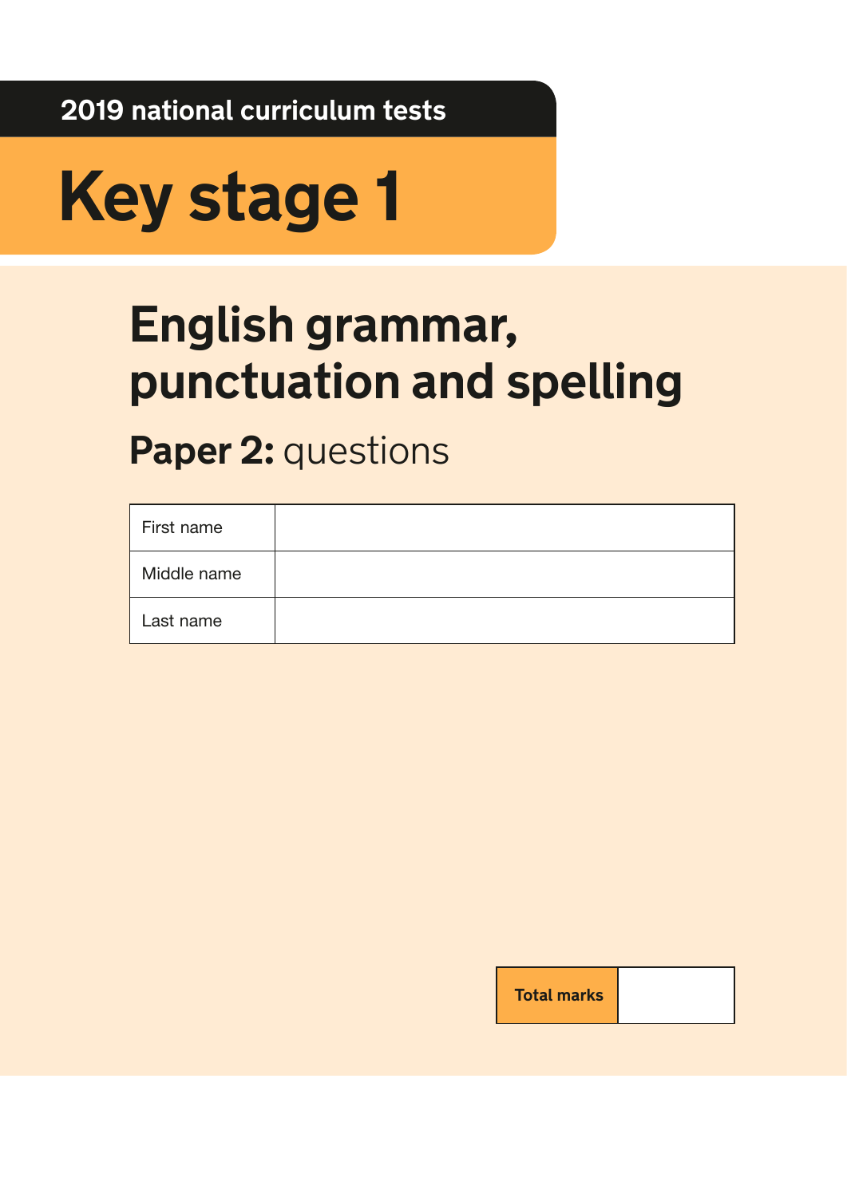2019 national curriculum tests

# Key stage 1

## English grammar, punctuation and spelling

### **Paper 2:** questions

| First name | |
| --- | --- |
| Middle name | |
| Last name | |

| **Total marks** | |
| --- | --- |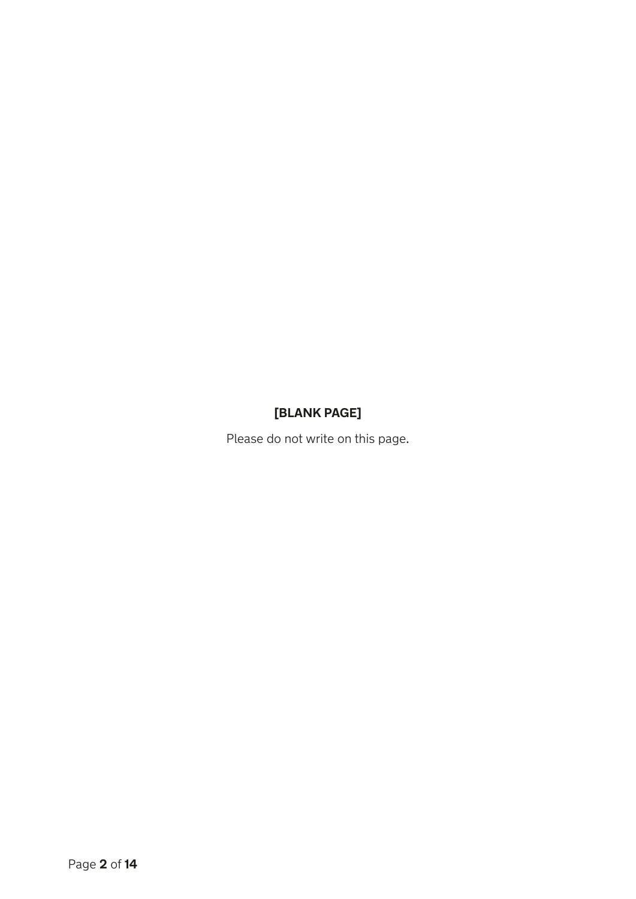**[BLANK PAGE]**

Please do not write on this page.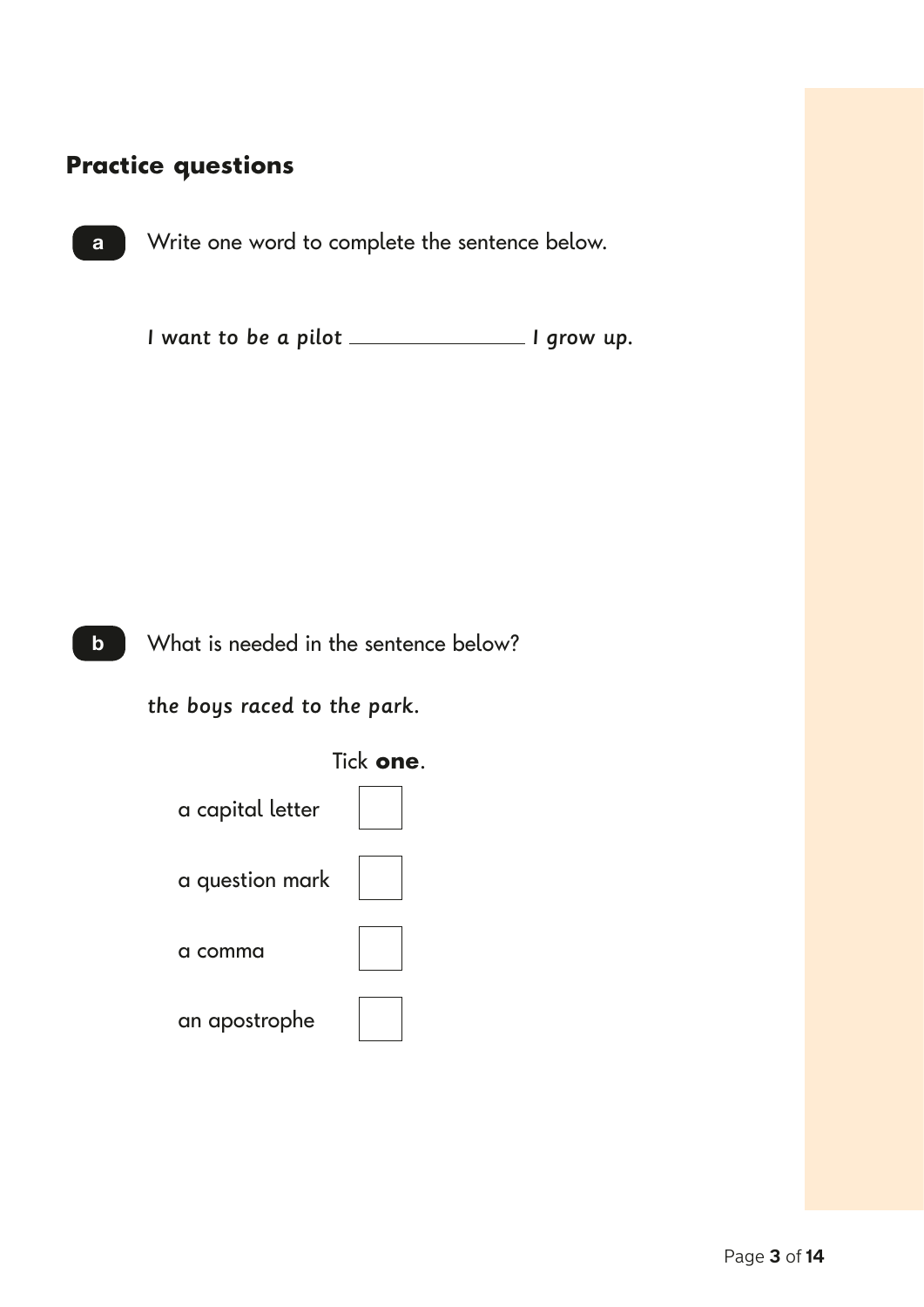## Practice questions

**a** Write one word to complete the sentence below.

*I want to be a pilot \_\_\_\_\_\_\_\_\_\_\_\_\_\_ I grow up.*

**b** What is needed in the sentence below?

*the boys raced to the park.*

Tick **one**.

- a capital letter ☐
- a question mark ☐
- a comma ☐
- an apostrophe ☐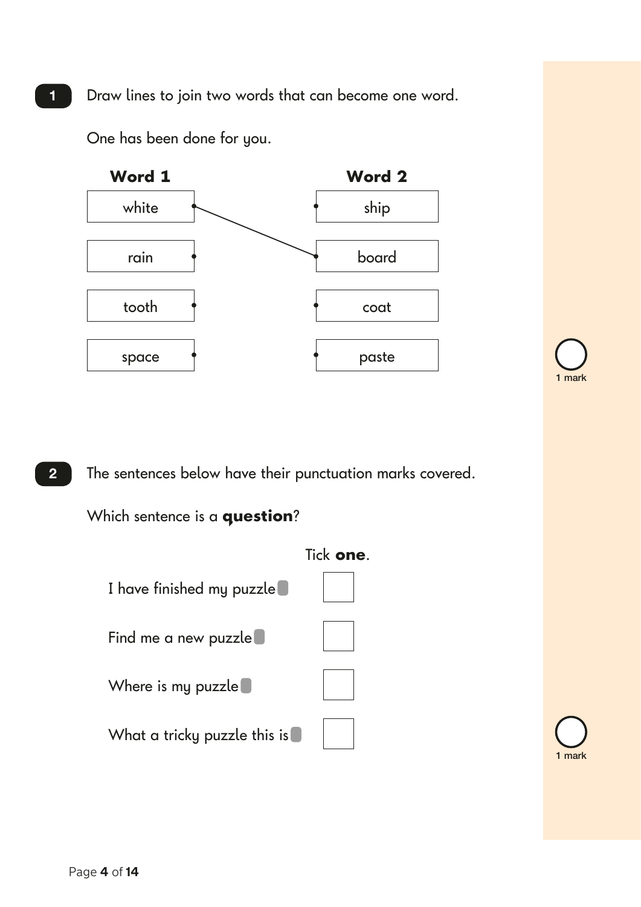**1** Draw lines to join two words that can become one word.

One has been done for you.

| **Word 1** | **Word 2** |
|---|---|
| white | ship |
| rain | board |
| tooth | coat |
| space | paste |

1 mark

**2** The sentences below have their punctuation marks covered.

Which sentence is a **question**?

Tick **one**.

- I have finished my puzzle ☐
- Find me a new puzzle ☐
- Where is my puzzle ☐
- What a tricky puzzle this is ☐

1 mark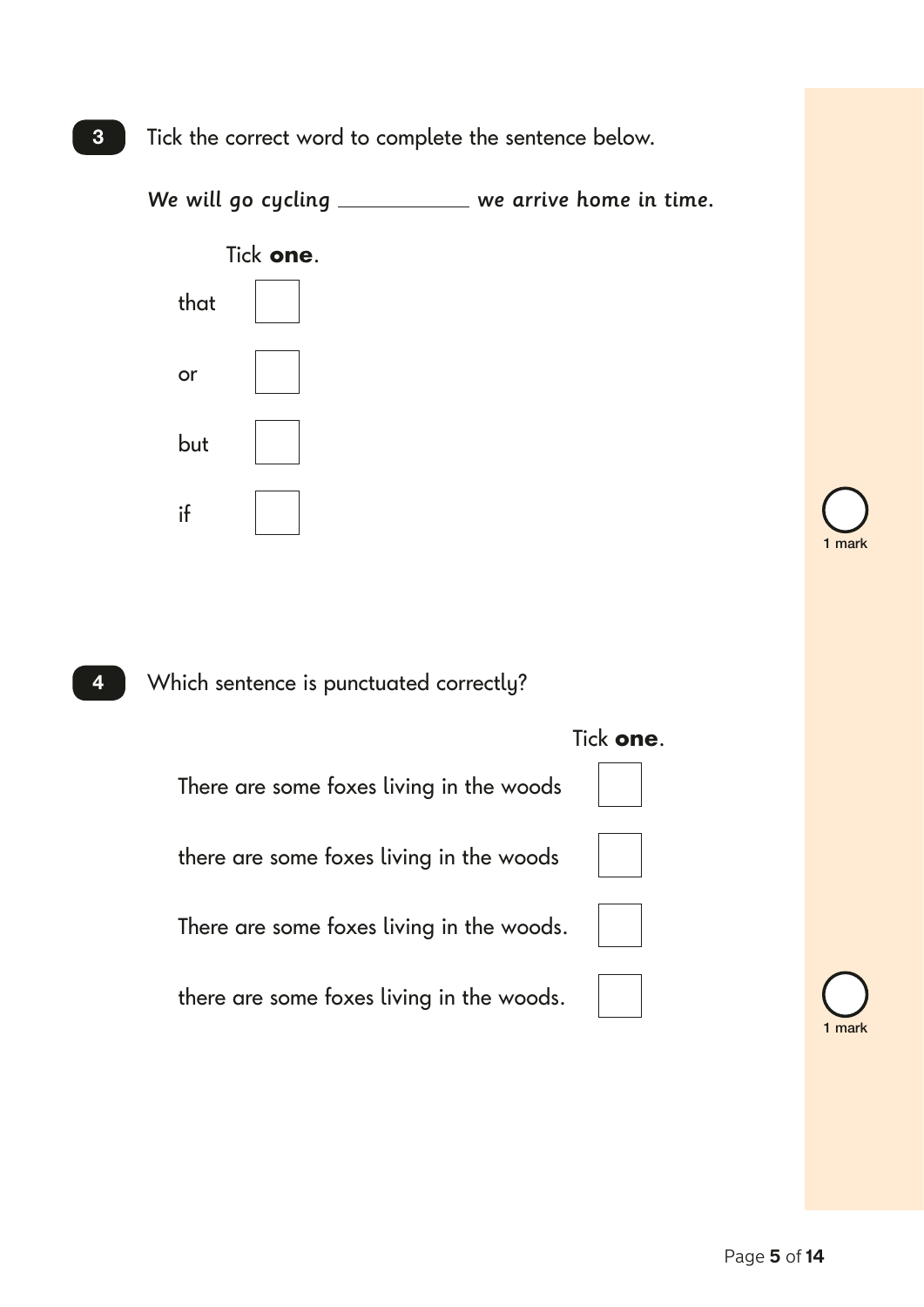**3** Tick the correct word to complete the sentence below.

*We will go cycling ____________ we arrive home in time.*

Tick **one**.

that ☐

or ☐

but ☐

if ☐

1 mark

**4** Which sentence is punctuated correctly?

Tick **one**.

There are some foxes living in the woods ☐

there are some foxes living in the woods ☐

There are some foxes living in the woods. ☐

there are some foxes living in the woods. ☐

1 mark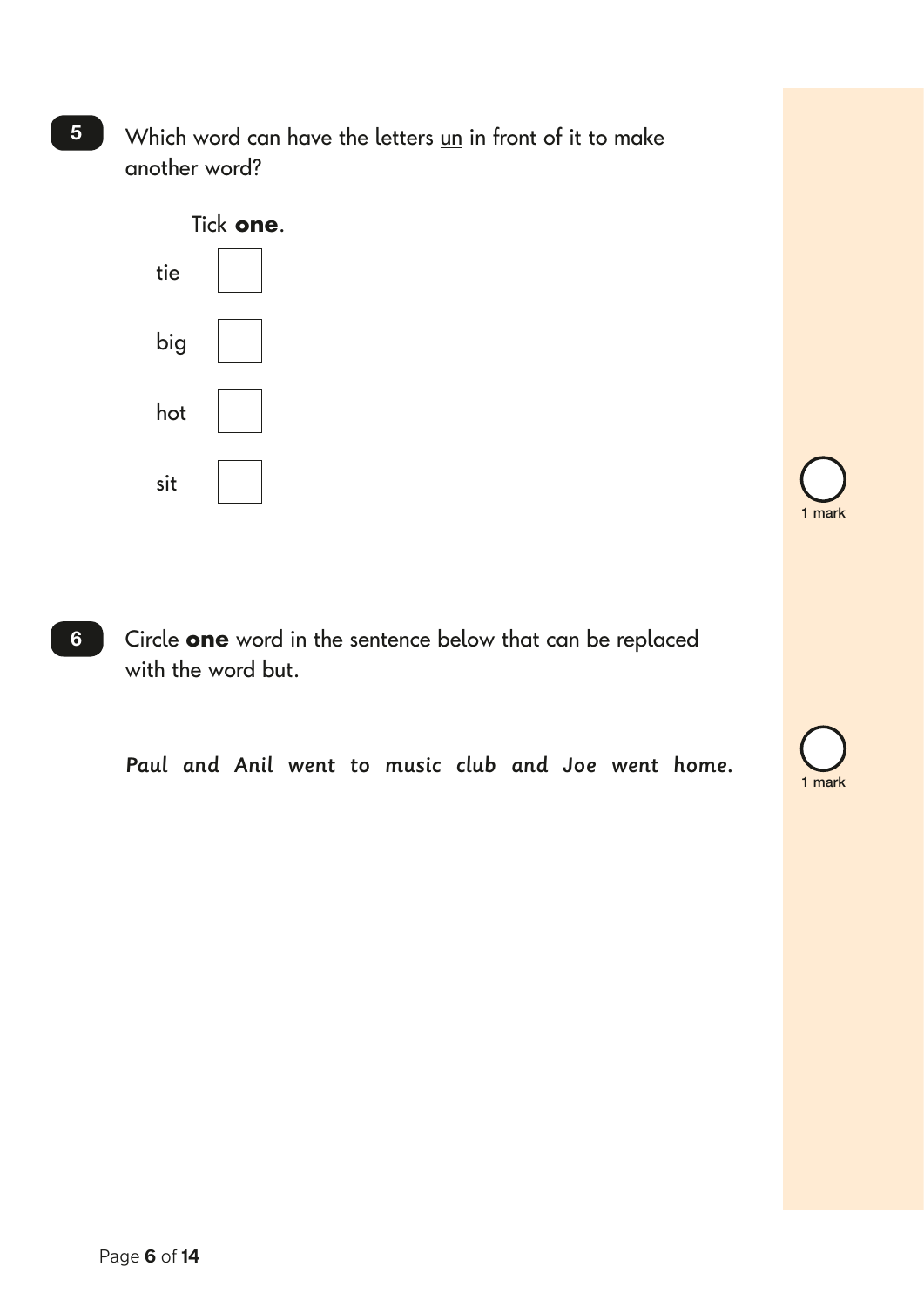**5** Which word can have the letters <u>un</u> in front of it to make another word?

Tick **one**.

tie ☐

big ☐

hot ☐

sit ☐

1 mark

**6** Circle **one** word in the sentence below that can be replaced with the word <u>but</u>.

*Paul and Anil went to music club and Joe went home.*

1 mark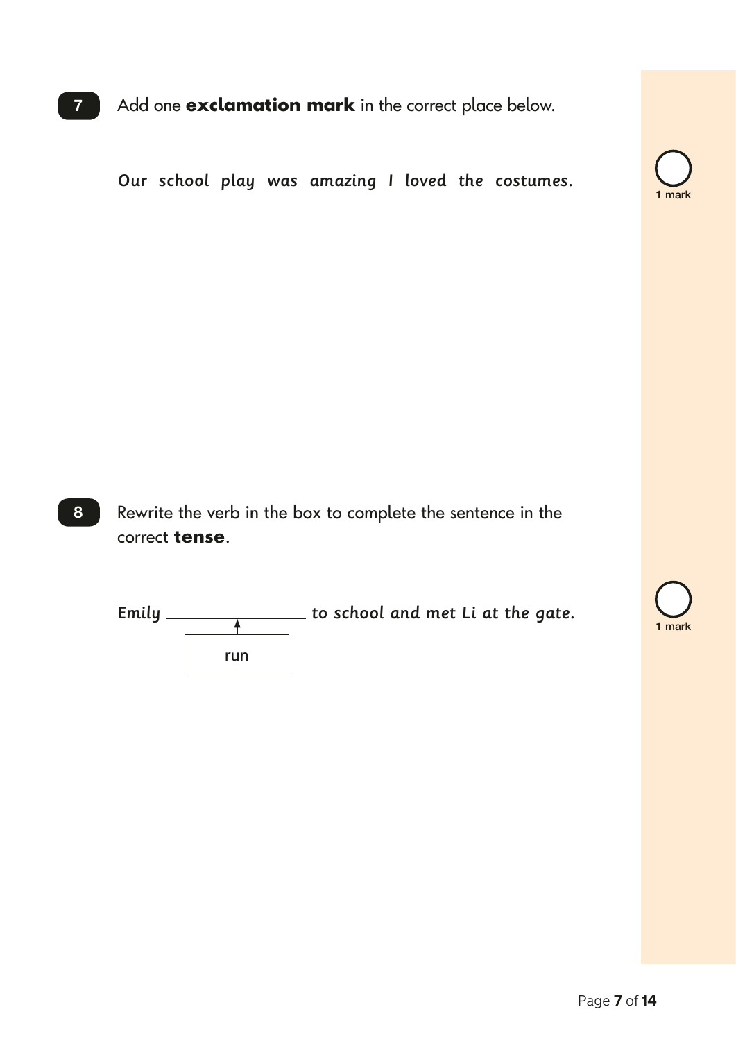**7** Add one **exclamation mark** in the correct place below.

Our school play was amazing I loved the costumes.

1 mark

**8** Rewrite the verb in the box to complete the sentence in the correct **tense**.

Emily ______________ to school and met Li at the gate.

run

1 mark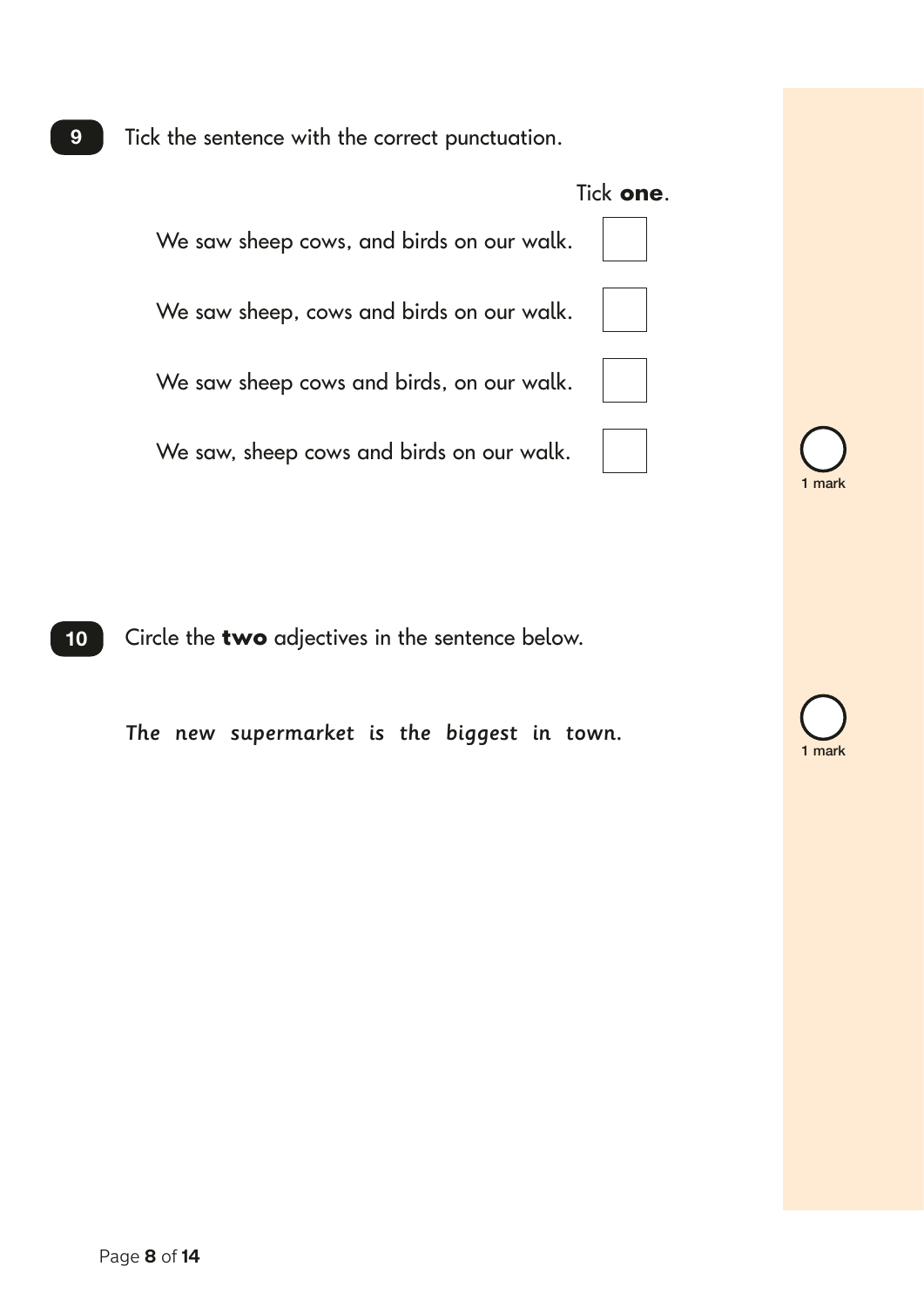**9** Tick the sentence with the correct punctuation.

Tick **one**.

| | |
|---|---|
| We saw sheep cows, and birds on our walk. | ☐ |
| We saw sheep, cows and birds on our walk. | ☐ |
| We saw sheep cows and birds, on our walk. | ☐ |
| We saw, sheep cows and birds on our walk. | ☐ |

1 mark

**10** Circle the **two** adjectives in the sentence below.

*The new supermarket is the biggest in town.*

1 mark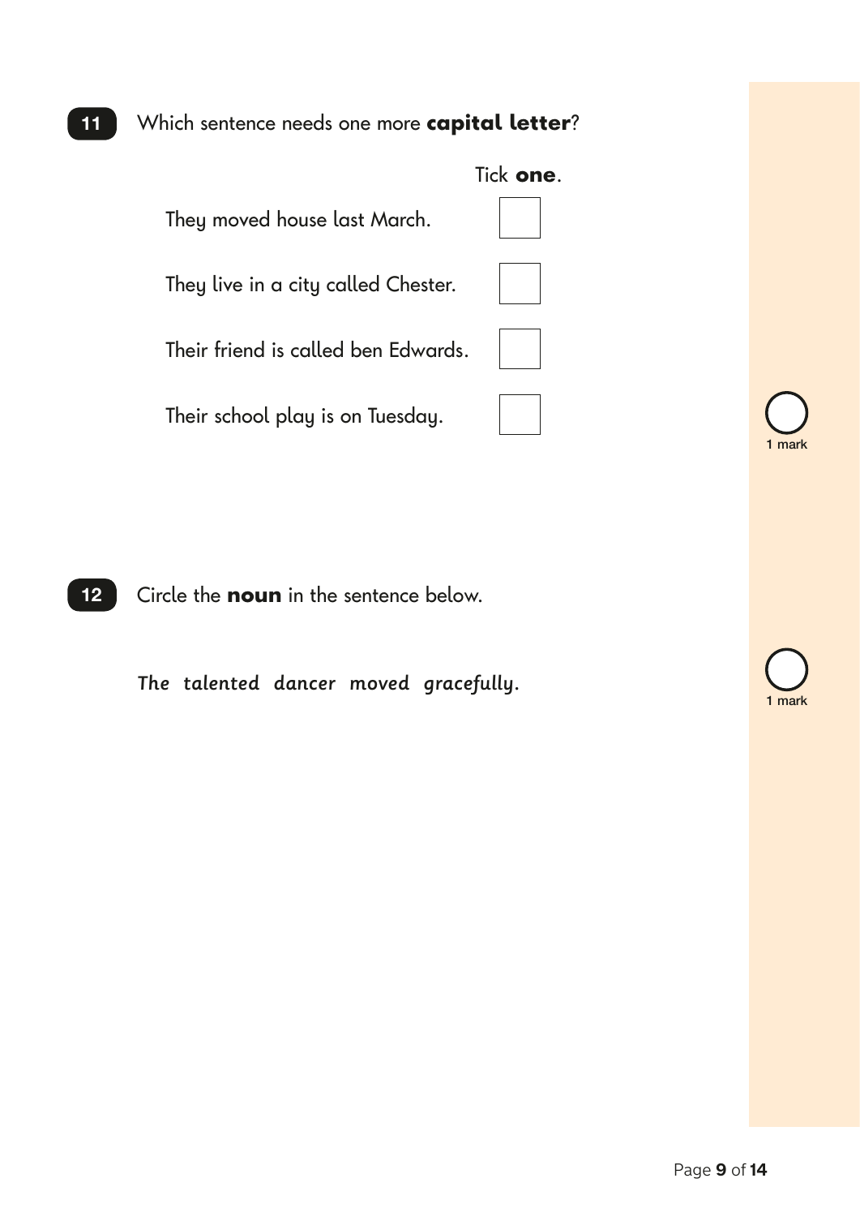**11** Which sentence needs one more **capital letter**?

Tick **one**.

| | |
|---|---|
| They moved house last March. | ☐ |
| They live in a city called Chester. | ☐ |
| Their friend is called ben Edwards. | ☐ |
| Their school play is on Tuesday. | ☐ |

1 mark

**12** Circle the **noun** in the sentence below.

*The talented dancer moved gracefully.*

1 mark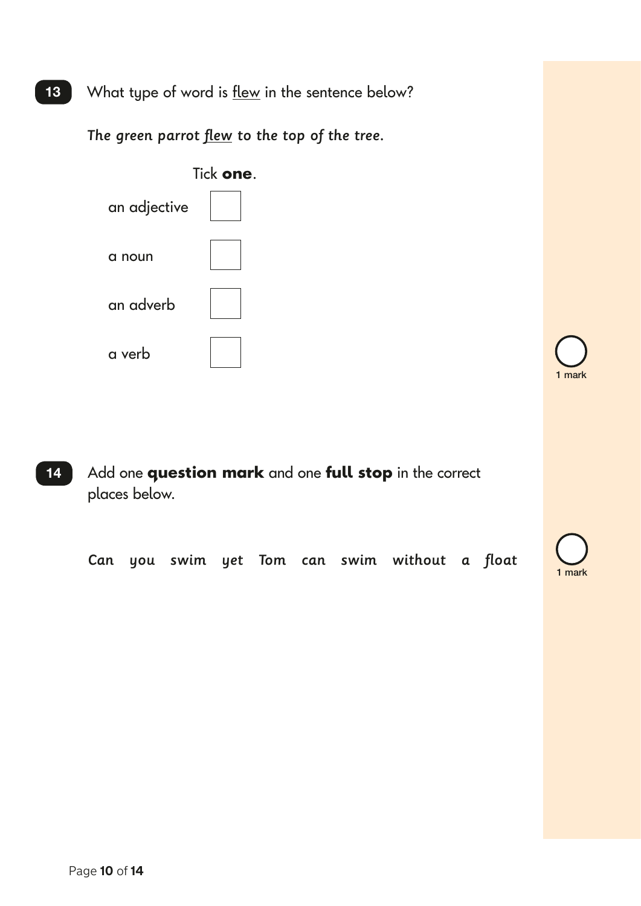**13** What type of word is <u>flew</u> in the sentence below?

*The green parrot <u>flew</u> to the top of the tree.*

Tick **one**.

an adjective ☐

a noun ☐

an adverb ☐

a verb ☐

1 mark

**14** Add one **question mark** and one **full stop** in the correct places below.

*Can you swim yet Tom can swim without a float*

1 mark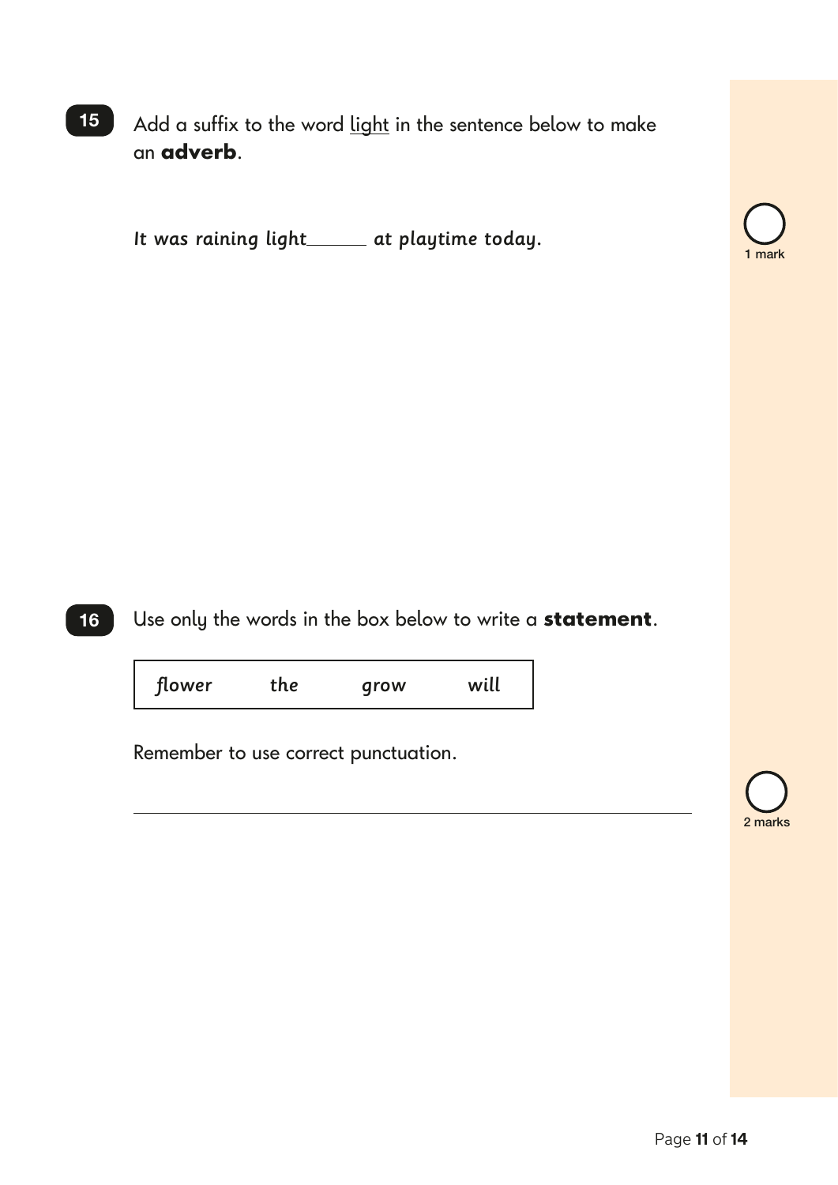**15** Add a suffix to the word <u>light</u> in the sentence below to make an **adverb**.

*It was raining light______ at playtime today.*

1 mark

**16** Use only the words in the box below to write a **statement**.

| *flower* | *the* | *grow* | *will* |
|---|---|---|---|

Remember to use correct punctuation.

______________________________________________

2 marks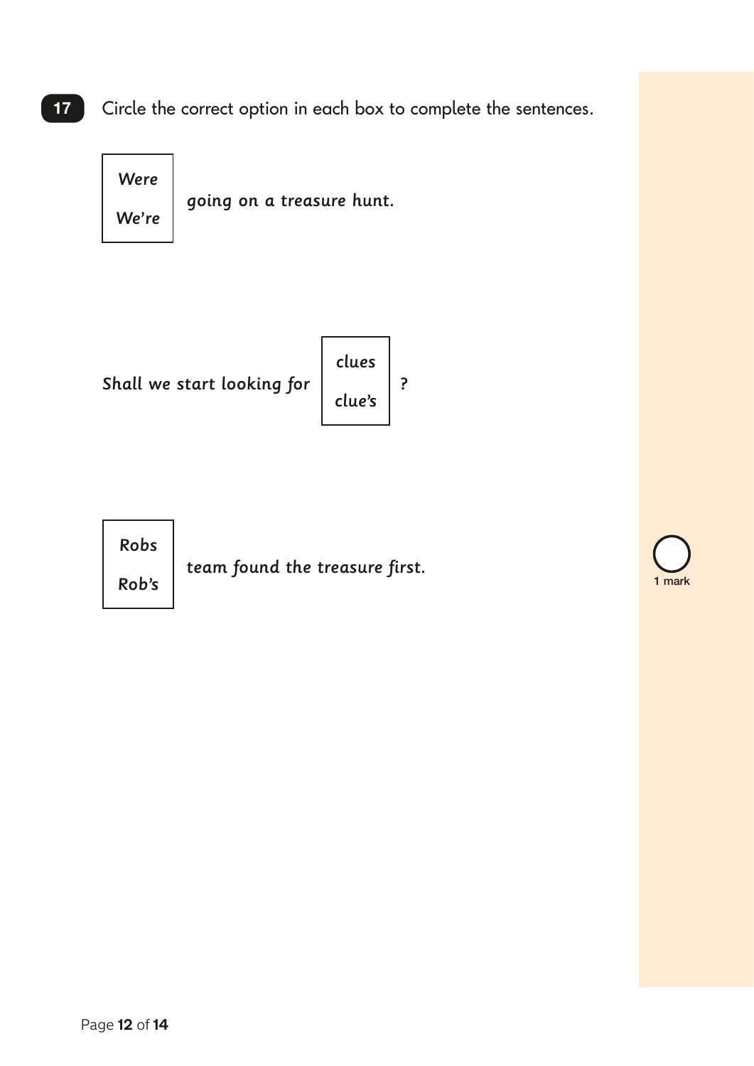**17** Circle the correct option in each box to complete the sentences.

| Were |
|---|
| We're |

*going on a treasure hunt.*

*Shall we start looking for*

| clues |
|---|
| clue's |

*?*

| Robs |
|---|
| Rob's |

*team found the treasure first.*

1 mark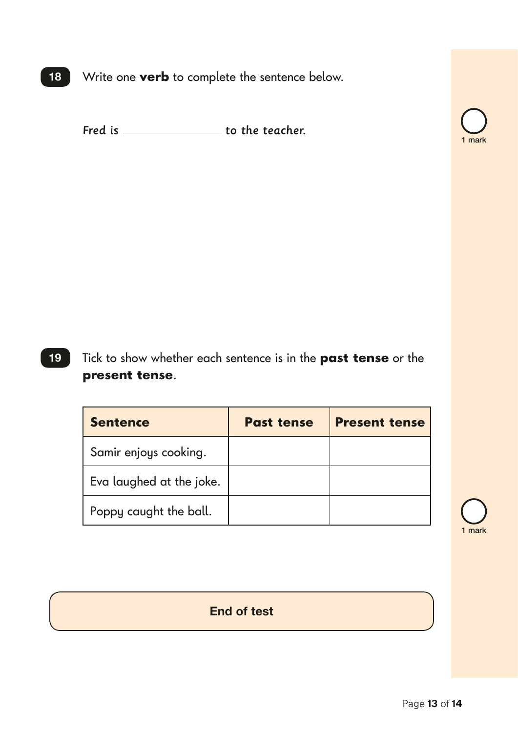**18** Write one **verb** to complete the sentence below.

*Fred is ________________ to the teacher.*

1 mark

**19** Tick to show whether each sentence is in the **past tense** or the **present tense**.

| **Sentence** | **Past tense** | **Present tense** |
|---|---|---|
| Samir enjoys cooking. | | |
| Eva laughed at the joke. | | |
| Poppy caught the ball. | | |

1 mark

**End of test**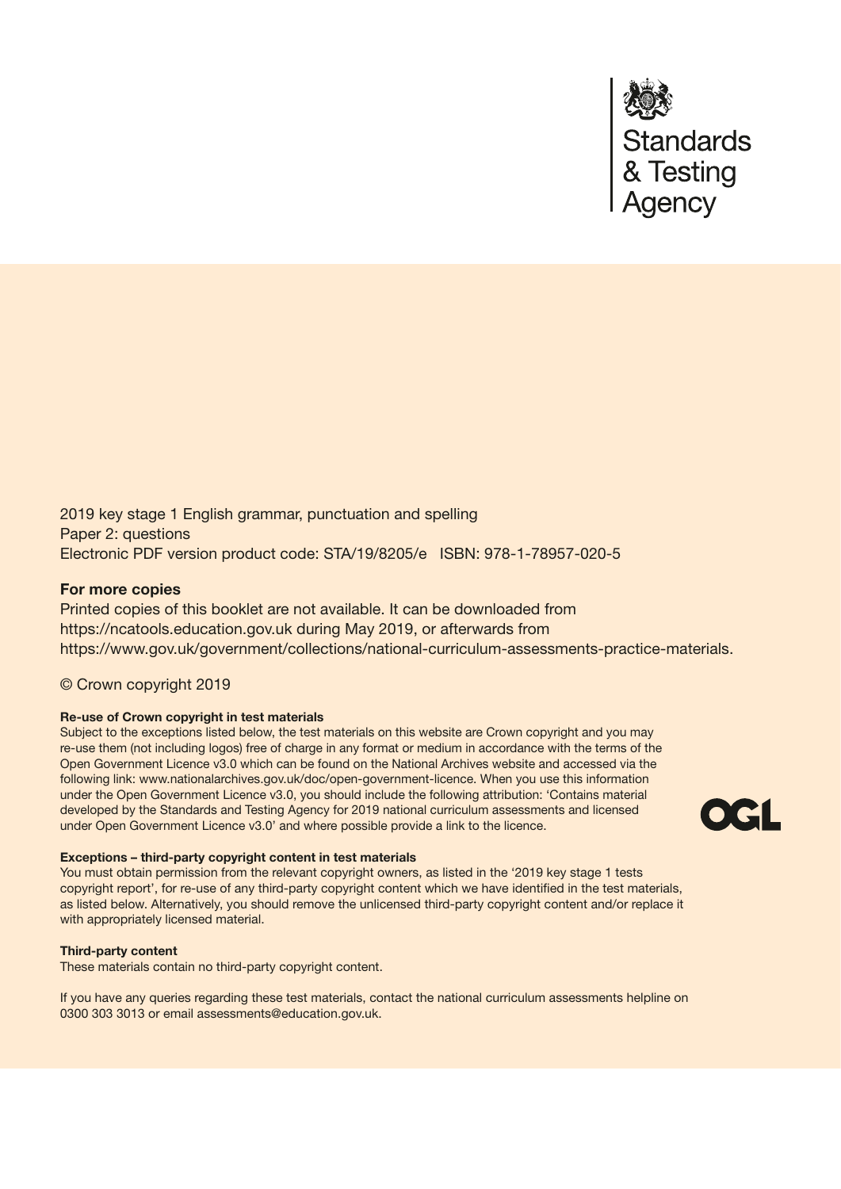Standards
& Testing
Agency

2019 key stage 1 English grammar, punctuation and spelling
Paper 2: questions
Electronic PDF version product code: STA/19/8205/e ISBN: 978-1-78957-020-5

**For more copies**

Printed copies of this booklet are not available. It can be downloaded from https://ncatools.education.gov.uk during May 2019, or afterwards from https://www.gov.uk/government/collections/national-curriculum-assessments-practice-materials.

© Crown copyright 2019

**Re-use of Crown copyright in test materials**

Subject to the exceptions listed below, the test materials on this website are Crown copyright and you may re-use them (not including logos) free of charge in any format or medium in accordance with the terms of the Open Government Licence v3.0 which can be found on the National Archives website and accessed via the following link: www.nationalarchives.gov.uk/doc/open-government-licence. When you use this information under the Open Government Licence v3.0, you should include the following attribution: 'Contains material developed by the Standards and Testing Agency for 2019 national curriculum assessments and licensed under Open Government Licence v3.0' and where possible provide a link to the licence.

**Exceptions – third-party copyright content in test materials**

You must obtain permission from the relevant copyright owners, as listed in the '2019 key stage 1 tests copyright report', for re-use of any third-party copyright content which we have identified in the test materials, as listed below. Alternatively, you should remove the unlicensed third-party copyright content and/or replace it with appropriately licensed material.

**Third-party content**

These materials contain no third-party copyright content.

If you have any queries regarding these test materials, contact the national curriculum assessments helpline on 0300 303 3013 or email assessments@education.gov.uk.